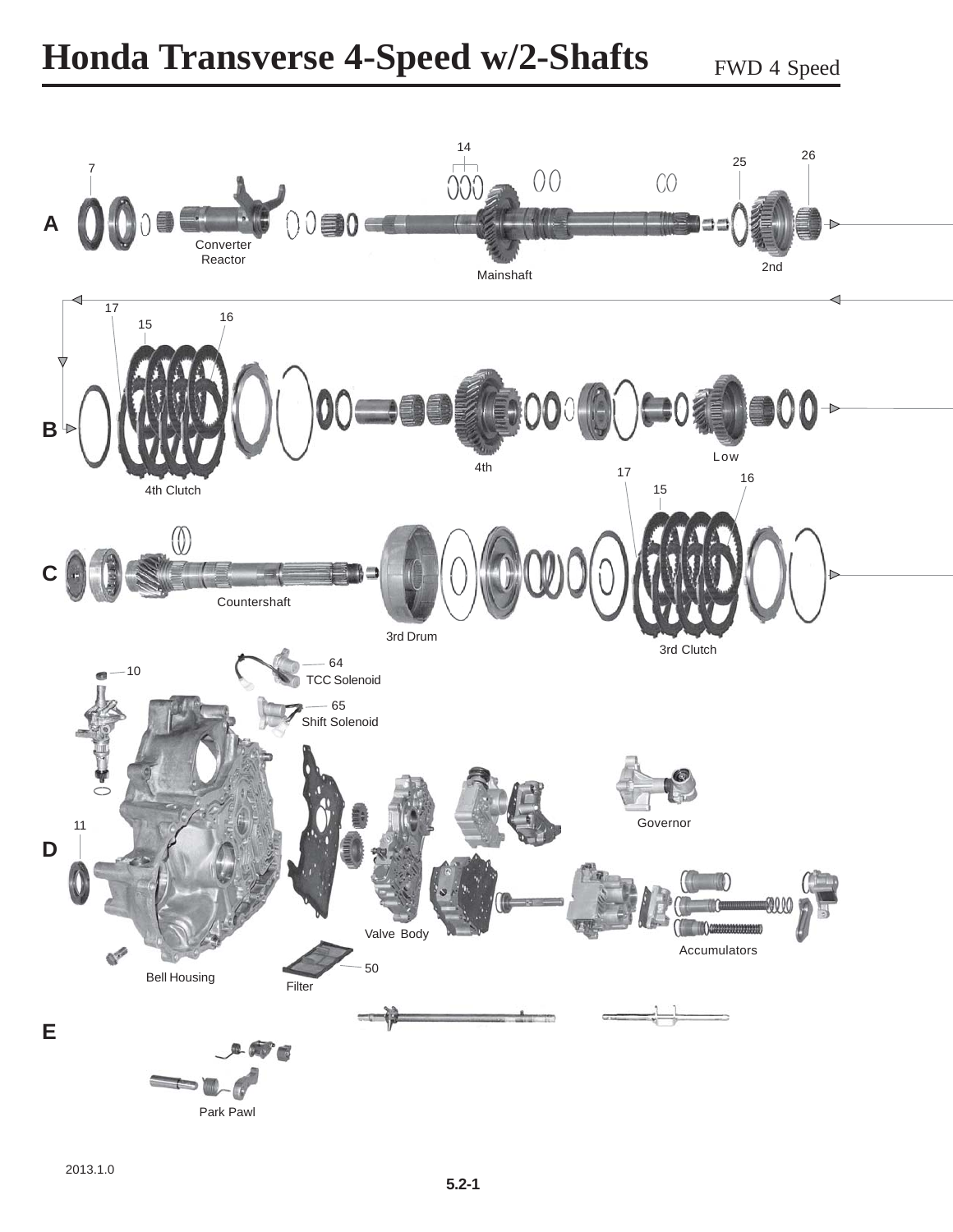# Honda Transverse 4-Speed w/2-Shafts

FWD 4 Speed

A

7

Converter Reactor

14

Mainshaft

25

26

2nd

B

17

15

16

4th Clutch

4th

Low

C

Countershaft

3rd Drum

17

15

16

3rd Clutch

D

10

64 TCC Solenoid

65 Shift Solenoid

11

Bell Housing

Valve Body

50 Filter

Governor

Accumulators

E

Park Pawl

2013.1.0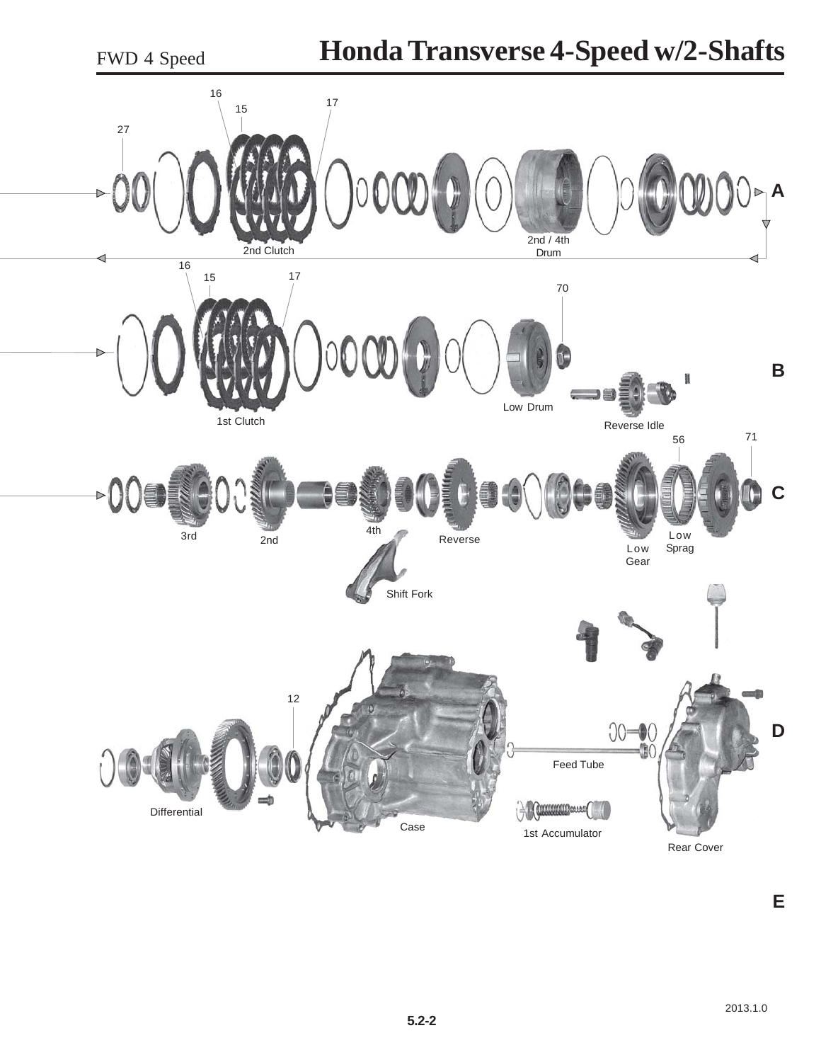# Honda Transverse 4-Speed w/2-Shafts

FWD 4 Speed

16
15
17
27

A

2nd Clutch

2nd / 4th
Drum

16
15
17

70

B

Low Drum

1st Clutch

Reverse Idle

56
71

C

3rd
2nd
4th
Reverse
Low
Gear
Low
Sprag

Shift Fork

12

D

Feed Tube

Differential
Case
1st Accumulator
Rear Cover

E

2013.1.0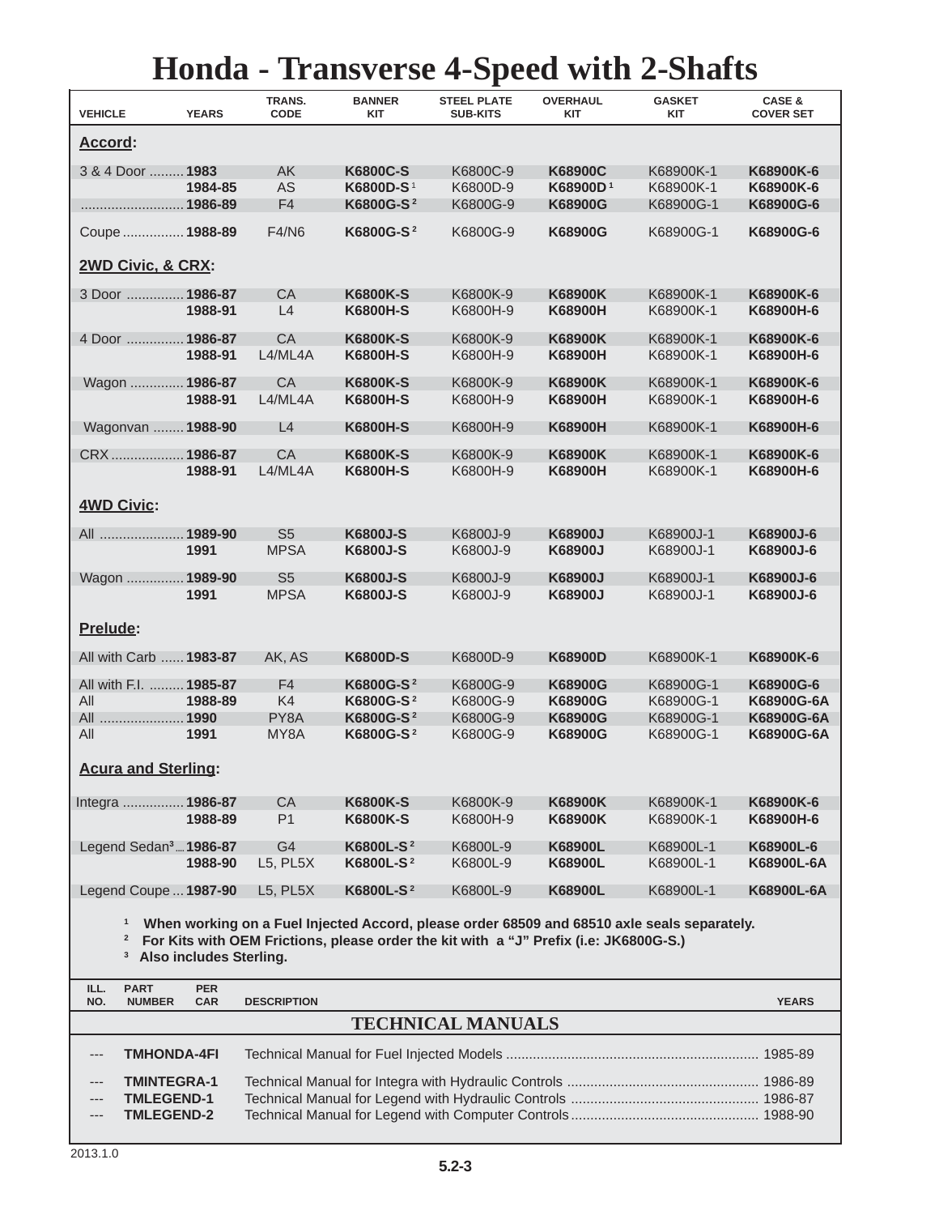# Honda - Transverse 4-Speed with 2-Shafts

| VEHICLE | YEARS | TRANS. CODE | BANNER KIT | STEEL PLATE SUB-KITS | OVERHAUL KIT | GASKET KIT | CASE & COVER SET |
|---|---|---|---|---|---|---|---|
| **Accord:** | | | | | | | |
| 3 & 4 Door | **1983** | AK | **K6800C-S** | K6800C-9 | **K68900C** | K68900K-1 | **K68900K-6** |
| | **1984-85** | AS | **K6800D-S**[1] | K6800D-9 | **K68900D**[1] | K68900K-1 | **K68900K-6** |
| | **1986-89** | F4 | **K6800G-S**[2] | K6800G-9 | **K68900G** | K68900G-1 | **K68900G-6** |
| Coupe | **1988-89** | F4/N6 | **K6800G-S**[2] | K6800G-9 | **K68900G** | K68900G-1 | **K68900G-6** |
| **2WD Civic, & CRX:** | | | | | | | |
| 3 Door | **1986-87** | CA | **K6800K-S** | K6800K-9 | **K68900K** | K68900K-1 | **K68900K-6** |
| | **1988-91** | L4 | **K6800H-S** | K6800H-9 | **K68900H** | K68900K-1 | **K68900H-6** |
| 4 Door | **1986-87** | CA | **K6800K-S** | K6800K-9 | **K68900K** | K68900K-1 | **K68900K-6** |
| | **1988-91** | L4/ML4A | **K6800H-S** | K6800H-9 | **K68900H** | K68900K-1 | **K68900H-6** |
| Wagon | **1986-87** | CA | **K6800K-S** | K6800K-9 | **K68900K** | K68900K-1 | **K68900K-6** |
| | **1988-91** | L4/ML4A | **K6800H-S** | K6800H-9 | **K68900H** | K68900K-1 | **K68900H-6** |
| Wagonvan | **1988-90** | L4 | **K6800H-S** | K6800H-9 | **K68900H** | K68900K-1 | **K68900H-6** |
| CRX | **1986-87** | CA | **K6800K-S** | K6800K-9 | **K68900K** | K68900K-1 | **K68900K-6** |
| | **1988-91** | L4/ML4A | **K6800H-S** | K6800H-9 | **K68900H** | K68900K-1 | **K68900H-6** |
| **4WD Civic:** | | | | | | | |
| All | **1989-90** | S5 | **K6800J-S** | K6800J-9 | **K68900J** | K68900J-1 | **K68900J-6** |
| | **1991** | MPSA | **K6800J-S** | K6800J-9 | **K68900J** | K68900J-1 | **K68900J-6** |
| Wagon | **1989-90** | S5 | **K6800J-S** | K6800J-9 | **K68900J** | K68900J-1 | **K68900J-6** |
| | **1991** | MPSA | **K6800J-S** | K6800J-9 | **K68900J** | K68900J-1 | **K68900J-6** |
| **Prelude:** | | | | | | | |
| All with Carb | **1983-87** | AK, AS | **K6800D-S** | K6800D-9 | **K68900D** | K68900K-1 | **K68900K-6** |
| All with F.I. | **1985-87** | F4 | **K6800G-S**[2] | K6800G-9 | **K68900G** | K68900G-1 | **K68900G-6** |
| All | **1988-89** | K4 | **K6800G-S**[2] | K6800G-9 | **K68900G** | K68900G-1 | **K68900G-6A** |
| All | **1990** | PY8A | **K6800G-S**[2] | K6800G-9 | **K68900G** | K68900G-1 | **K68900G-6A** |
| All | **1991** | MY8A | **K6800G-S**[2] | K6800G-9 | **K68900G** | K68900G-1 | **K68900G-6A** |
| **Acura and Sterling:** | | | | | | | |
| Integra | **1986-87** | CA | **K6800K-S** | K6800K-9 | **K68900K** | K68900K-1 | **K68900K-6** |
| | **1988-89** | P1 | **K6800K-S** | K6800H-9 | **K68900K** | K68900K-1 | **K68900H-6** |
| Legend Sedan[3] | **1986-87** | G4 | **K6800L-S**[2] | K6800L-9 | **K68900L** | K68900L-1 | **K68900L-6** |
| | **1988-90** | L5, PL5X | **K6800L-S**[2] | K6800L-9 | **K68900L** | K68900L-1 | **K68900L-6A** |
| Legend Coupe | **1987-90** | L5, PL5X | **K6800L-S**[2] | K6800L-9 | **K68900L** | K68900L-1 | **K68900L-6A** |

[1] **When working on a Fuel Injected Accord, please order 68509 and 68510 axle seals separately.**
[2] **For Kits with OEM Frictions, please order the kit with a "J" Prefix (i.e: JK6800G-S.)**
[3] **Also includes Sterling.**

## TECHNICAL MANUALS

| ILL. NO. | PART NUMBER | PER CAR | DESCRIPTION | YEARS |
|---|---|---|---|---|
| --- | **TMHONDA-4FI** | | Technical Manual for Fuel Injected Models | 1985-89 |
| --- | **TMINTEGRA-1** | | Technical Manual for Integra with Hydraulic Controls | 1986-89 |
| --- | **TMLEGEND-1** | | Technical Manual for Legend with Hydraulic Controls | 1986-87 |
| --- | **TMLEGEND-2** | | Technical Manual for Legend with Computer Controls | 1988-90 |

2013.1.0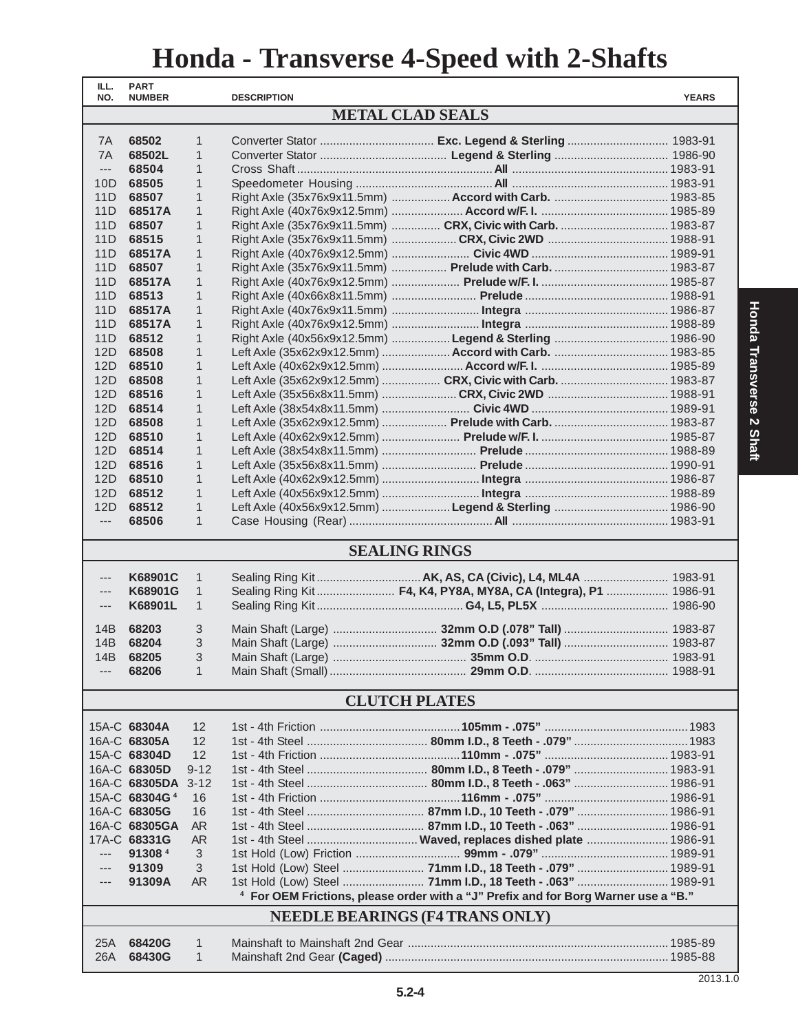# Honda - Transverse 4-Speed with 2-Shafts

| ILL. NO. | PART NUMBER | | DESCRIPTION | | YEARS |
|---|---|---|---|---|---|
| **METAL CLAD SEALS** | | | | | |
| 7A | **68502** | 1 | Converter Stator | **Exc. Legend & Sterling** | 1983-91 |
| 7A | **68502L** | 1 | Converter Stator | **Legend & Sterling** | 1986-90 |
| --- | **68504** | 1 | Cross Shaft | **All** | 1983-91 |
| 10D | **68505** | 1 | Speedometer Housing | **All** | 1983-91 |
| 11D | **68507** | 1 | Right Axle (35x76x9x11.5mm) | **Accord with Carb.** | 1983-85 |
| 11D | **68517A** | 1 | Right Axle (40x76x9x12.5mm) | **Accord w/F. I.** | 1985-89 |
| 11D | **68507** | 1 | Right Axle (35x76x9x11.5mm) | **CRX, Civic with Carb.** | 1983-87 |
| 11D | **68515** | 1 | Right Axle (35x76x9x11.5mm) | **CRX, Civic 2WD** | 1988-91 |
| 11D | **68517A** | 1 | Right Axle (40x76x9x12.5mm) | **Civic 4WD** | 1989-91 |
| 11D | **68507** | 1 | Right Axle (35x76x9x11.5mm) | **Prelude with Carb.** | 1983-87 |
| 11D | **68517A** | 1 | Right Axle (40x76x9x12.5mm) | **Prelude w/F. I.** | 1985-87 |
| 11D | **68513** | 1 | Right Axle (40x66x8x11.5mm) | **Prelude** | 1988-91 |
| 11D | **68517A** | 1 | Right Axle (40x76x9x11.5mm) | **Integra** | 1986-87 |
| 11D | **68517A** | 1 | Right Axle (40x76x9x12.5mm) | **Integra** | 1988-89 |
| 11D | **68512** | 1 | Right Axle (40x56x9x12.5mm) | **Legend & Sterling** | 1986-90 |
| 12D | **68508** | 1 | Left Axle (35x62x9x12.5mm) | **Accord with Carb.** | 1983-85 |
| 12D | **68510** | 1 | Left Axle (40x62x9x12.5mm) | **Accord w/F. I.** | 1985-89 |
| 12D | **68508** | 1 | Left Axle (35x62x9x12.5mm) | **CRX, Civic with Carb.** | 1983-87 |
| 12D | **68516** | 1 | Left Axle (35x56x8x11.5mm) | **CRX, Civic 2WD** | 1988-91 |
| 12D | **68514** | 1 | Left Axle (38x54x8x11.5mm) | **Civic 4WD** | 1989-91 |
| 12D | **68508** | 1 | Left Axle (35x62x9x12.5mm) | **Prelude with Carb.** | 1983-87 |
| 12D | **68510** | 1 | Left Axle (40x62x9x12.5mm) | **Prelude w/F. I.** | 1985-87 |
| 12D | **68514** | 1 | Left Axle (38x54x8x11.5mm) | **Prelude** | 1988-89 |
| 12D | **68516** | 1 | Left Axle (35x56x8x11.5mm) | **Prelude** | 1990-91 |
| 12D | **68510** | 1 | Left Axle (40x62x9x12.5mm) | **Integra** | 1986-87 |
| 12D | **68512** | 1 | Left Axle (40x56x9x12.5mm) | **Integra** | 1988-89 |
| 12D | **68512** | 1 | Left Axle (40x56x9x12.5mm) | **Legend & Sterling** | 1986-90 |
| --- | **68506** | 1 | Case Housing (Rear) | **All** | 1983-91 |
| **SEALING RINGS** | | | | | |
| --- | **K68901C** | 1 | Sealing Ring Kit | **AK, AS, CA (Civic), L4, ML4A** | 1983-91 |
| --- | **K68901G** | 1 | Sealing Ring Kit | **F4, K4, PY8A, MY8A, CA (Integra), P1** | 1986-91 |
| --- | **K68901L** | 1 | Sealing Ring Kit | **G4, L5, PL5X** | 1986-90 |
| 14B | **68203** | 3 | Main Shaft (Large) | **32mm O.D (.078" Tall)** | 1983-87 |
| 14B | **68204** | 3 | Main Shaft (Large) | **32mm O.D (.093" Tall)** | 1983-87 |
| 14B | **68205** | 3 | Main Shaft (Large) | **35mm O.D**. | 1983-91 |
| --- | **68206** | 1 | Main Shaft (Small) | **29mm O.D**. | 1988-91 |
| **CLUTCH PLATES** | | | | | |
| 15A-C | **68304A** | 12 | 1st - 4th Friction | **105mm - .075"** | 1983 |
| 16A-C | **68305A** | 12 | 1st - 4th Steel | **80mm I.D., 8 Teeth - .079"** | 1983 |
| 15A-C | **68304D** | 12 | 1st - 4th Friction | **110mm - .075"** | 1983-91 |
| 16A-C | **68305D** | 9-12 | 1st - 4th Steel | **80mm I.D., 8 Teeth - .079"** | 1983-91 |
| 16A-C | **68305DA** | 3-12 | 1st - 4th Steel | **80mm I.D., 8 Teeth - .063"** | 1986-91 |
| 15A-C | **68304G** [4] | 16 | 1st - 4th Friction | **116mm - .075"** | 1986-91 |
| 16A-C | **68305G** | 16 | 1st - 4th Steel | **87mm I.D., 10 Teeth - .079"** | 1986-91 |
| 16A-C | **68305GA** | AR | 1st - 4th Steel | **87mm I.D., 10 Teeth - .063"** | 1986-91 |
| 17A-C | **68331G** | AR | 1st - 4th Steel | **Waved, replaces dished plate** | 1986-91 |
| --- | **91308** [4] | 3 | 1st Hold (Low) Friction | **99mm - .079"** | 1989-91 |
| --- | **91309** | 3 | 1st Hold (Low) Steel | **71mm I.D., 18 Teeth - .079"** | 1989-91 |
| --- | **91309A** | AR | 1st Hold (Low) Steel | **71mm I.D., 18 Teeth - .063"** | 1989-91 |
| | | | [4] **For OEM Frictions, please order with a "J" Prefix and for Borg Warner use a "B."** | | |
| **NEEDLE BEARINGS (F4 TRANS ONLY)** | | | | | |
| 25A | **68420G** | 1 | Mainshaft to Mainshaft 2nd Gear | | 1985-89 |
| 26A | **68430G** | 1 | Mainshaft 2nd Gear **(Caged)** | | 1985-88 |

2013.1.0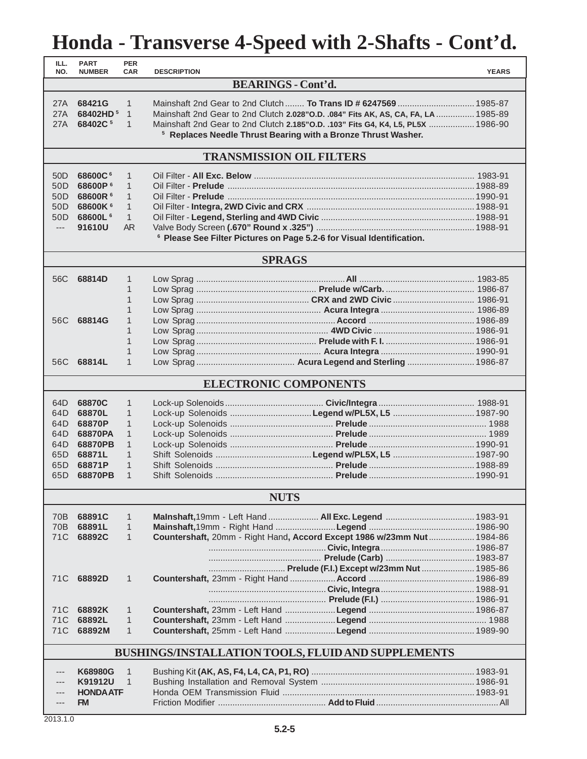# Honda - Transverse 4-Speed with 2-Shafts - Cont'd.

| ILL. NO. | PART NUMBER | PER CAR | DESCRIPTION | YEARS |
|---|---|---|---|---|
| | | | **BEARINGS - Cont'd.** | |
| 27A | **68421G** | 1 | Mainshaft 2nd Gear to 2nd Clutch ........ **To Trans ID # 6247569** | 1985-87 |
| 27A | **68402HD** [5] | 1 | Mainshaft 2nd Gear to 2nd Clutch **2.028"O.D. .084" Fits AK, AS, CA, FA, LA** | 1985-89 |
| 27A | **68402C** [5] | 1 | Mainshaft 2nd Gear to 2nd Clutch **2.185"O.D. .103" Fits G4, K4, L5, PL5X** | 1986-90 |
| | | | [5] **Replaces Needle Thrust Bearing with a Bronze Thrust Washer.** | |
| | | | **TRANSMISSION OIL FILTERS** | |
| 50D | **68600C** [6] | 1 | Oil Filter - **All Exc. Below** | 1983-91 |
| 50D | **68600P** [6] | 1 | Oil Filter - **Prelude** | 1988-89 |
| 50D | **68600R** [6] | 1 | Oil Filter - **Prelude** | 1990-91 |
| 50D | **68600K** [6] | 1 | Oil Filter - **Integra, 2WD Civic and CRX** | 1988-91 |
| 50D | **68600L** [6] | 1 | Oil Filter - **Legend, Sterling and 4WD Civic** | 1988-91 |
| --- | **91610U** | AR | Valve Body Screen **(.670" Round x .325")** | 1988-91 |
| | | | [6] **Please See Filter Pictures on Page 5.2-6 for Visual Identification.** | |
| | | | **SPRAGS** | |
| 56C | **68814D** | 1 | Low Sprag ........ **All** | 1983-85 |
| | | 1 | Low Sprag ........ **Prelude w/Carb.** | 1986-87 |
| | | 1 | Low Sprag ........ **CRX and 2WD Civic** | 1986-91 |
| | | 1 | Low Sprag ........ **Acura Integra** | 1986-89 |
| 56C | **68814G** | 1 | Low Sprag ........ **Accord** | 1986-89 |
| | | 1 | Low Sprag ........ **4WD Civic** | 1986-91 |
| | | 1 | Low Sprag ........ **Prelude with F. I.** | 1986-91 |
| | | 1 | Low Sprag ........ **Acura Integra** | 1990-91 |
| 56C | **68814L** | 1 | Low Sprag ........ **Acura Legend and Sterling** | 1986-87 |
| | | | **ELECTRONIC COMPONENTS** | |
| 64D | **68870C** | 1 | Lock-up Solenoids ........ **Civic/Integra** | 1988-91 |
| 64D | **68870L** | 1 | Lock-up Solenoids ........ **Legend w/PL5X, L5** | 1987-90 |
| 64D | **68870P** | 1 | Lock-up Solenoids ........ **Prelude** | 1988 |
| 64D | **68870PA** | 1 | Lock-up Solenoids ........ **Prelude** | 1989 |
| 64D | **68870PB** | 1 | Lock-up Solenoids ........ **Prelude** | 1990-91 |
| 65D | **68871L** | 1 | Shift Solenoids ........ **Legend w/PL5X, L5** | 1987-90 |
| 65D | **68871P** | 1 | Shift Solenoids ........ **Prelude** | 1988-89 |
| 65D | **68870PB** | 1 | Shift Solenoids ........ **Prelude** | 1990-91 |
| | | | **NUTS** | |
| 70B | **68891C** | 1 | **MaInshaft,**19mm - Left Hand ........ **All Exc. Legend** | 1983-91 |
| 70B | **68891L** | 1 | **Mainshaft,**19mm - Right Hand ........ **Legend** | 1986-90 |
| 71C | **68892C** | 1 | **Countershaft,** 20mm - Right Hand**, Accord Except 1986 w/23mm Nut** | 1984-86 |
| | | | ........ **Civic, Integra** | 1986-87 |
| | | | ........ **Prelude (Carb)** | 1983-87 |
| | | | ........ **Prelude (F.I.) Except w/23mm Nut** | 1985-86 |
| 71C | **68892D** | 1 | **Countershaft,** 23mm - Right Hand ........ **Accord** | 1986-89 |
| | | | ........ **Civic, Integra** | 1988-91 |
| | | | ........ **Prelude (F.I.)** | 1986-91 |
| 71C | **68892K** | 1 | **Countershaft,** 23mm - Left Hand ........ **Legend** | 1986-87 |
| 71C | **68892L** | 1 | **Countershaft,** 23mm - Left Hand ........ **Legend** | 1988 |
| 71C | **68892M** | 1 | **Countershaft,** 25mm - Left Hand ........ **Legend** | 1989-90 |
| | | | **BUSHINGS/INSTALLATION TOOLS, FLUID AND SUPPLEMENTS** | |
| --- | **K68980G** | 1 | Bushing Kit **(AK, AS, F4, L4, CA, P1, RO)** | 1983-91 |
| --- | **K91912U** | 1 | Bushing Installation and Removal System | 1986-91 |
| --- | **HONDA ATF** | | Honda OEM Transmission Fluid | 1983-91 |
| --- | **FM** | | Friction Modifier ........ **Add to Fluid** | All |

2013.1.0